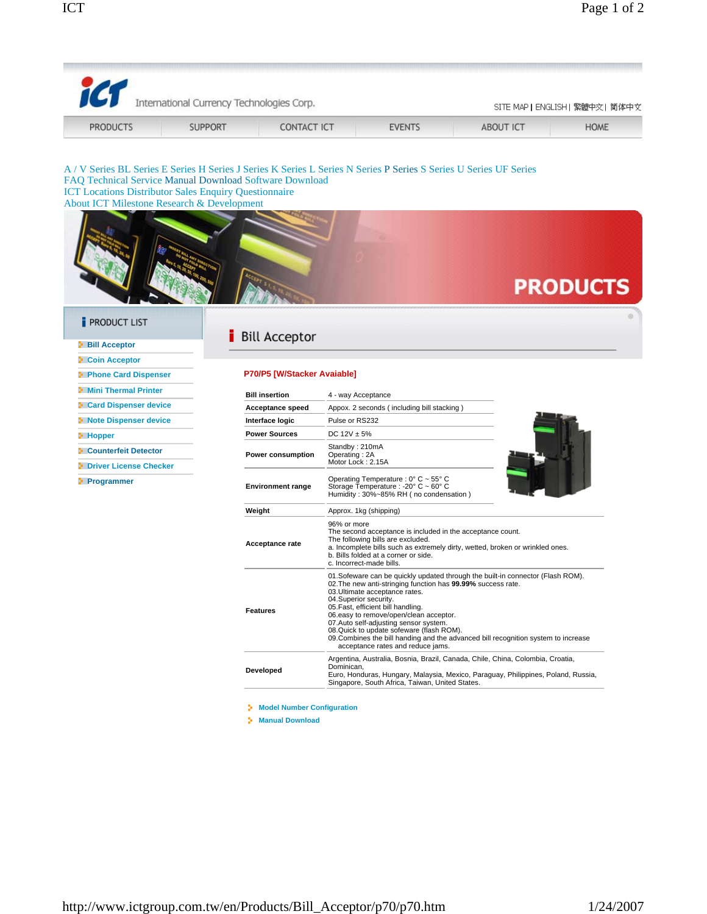International Currency Technologies Corp.

SITE MAP | ENGLISH | 繁體中文 | 简体中文

PRODUCTS SUPPORT CONTACT ICT EVENTS ABOUT ICT HOME

A / V Series BL Series E Series H Series J Series K Series L Series N Series P Series S Series U Series UF Series
FAQ Technical Service Manual Download Software Download
ICT Locations Distributor Sales Enquiry Questionnaire
About ICT Milestone Research & Development

PRODUCTS

PRODUCT LIST

- Bill Acceptor
- Coin Acceptor
- Phone Card Dispenser
- Mini Thermal Printer
- Card Dispenser device
- Note Dispenser device
- Hopper
- Counterfeit Detector
- Driver License Checker
- Programmer

# Bill Acceptor

## P70/P5 [W/Stacker Avaiable]

| | |
|---|---|
| **Bill insertion** | 4 - way Acceptance |
| **Acceptance speed** | Appox. 2 seconds ( including bill stacking ) |
| **Interface logic** | Pulse or RS232 |
| **Power Sources** | DC 12V ± 5% |
| **Power consumption** | Standby : 210mA<br>Operating : 2A<br>Motor Lock : 2.15A |
| **Environment range** | Operating Temperature : 0° C ~ 55° C<br>Storage Temperature : -20° C ~ 60° C<br>Humidity : 30%~85% RH ( no condensation ) |
| **Weight** | Approx. 1kg (shipping) |
| **Acceptance rate** | 96% or more<br>The second acceptance is included in the acceptance count.<br>The following bills are excluded.<br>a. Incomplete bills such as extremely dirty, wetted, broken or wrinkled ones.<br>b. Bills folded at a corner or side.<br>c. Incorrect-made bills. |
| **Features** | 01.Sofeware can be quickly updated through the built-in connector (Flash ROM).<br>02.The new anti-stringing function has **99.99%** success rate.<br>03.Ultimate acceptance rates.<br>04.Superior security.<br>05.Fast, efficient bill handling.<br>06.easy to remove/open/clean acceptor.<br>07.Auto self-adjusting sensor system.<br>08.Quick to update sofeware (flash ROM).<br>09.Combines the bill handing and the advanced bill recognition system to increase acceptance rates and reduce jams. |
| **Developed** | Argentina, Australia, Bosnia, Brazil, Canada, Chile, China, Colombia, Croatia, Dominican,<br>Euro, Honduras, Hungary, Malaysia, Mexico, Paraguay, Philippines, Poland, Russia, Singapore, South Africa, Taiwan, United States. |

- Model Number Configuration
- Manual Download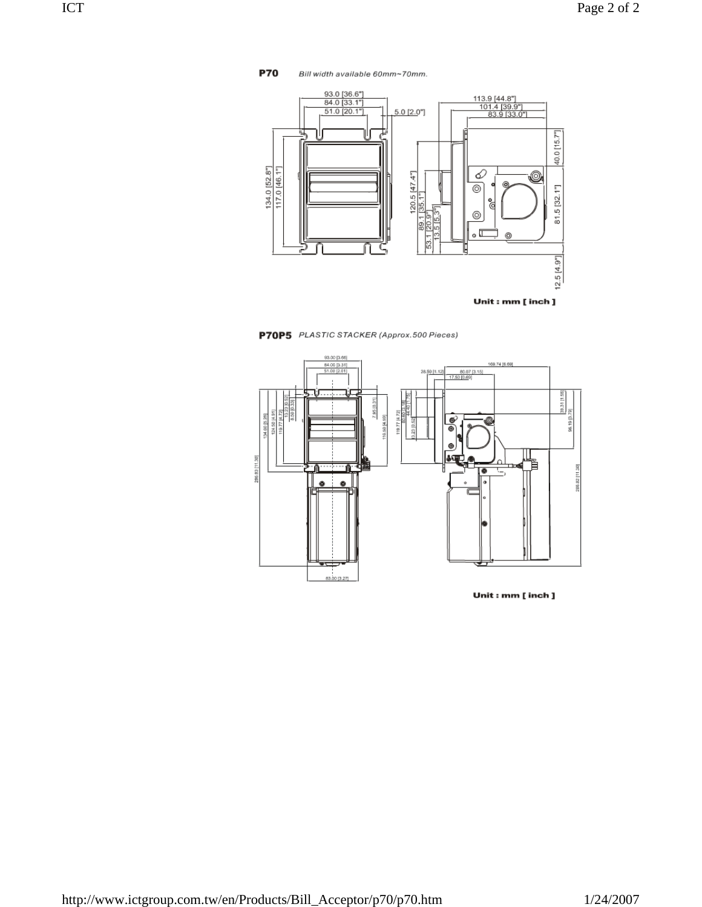**P70** *Bill width available 60mm~70mm.*

93.0 [36.6"]
84.0 [33.1"]
51.0 [20.1"]
5.0 [2.0"]
134.0 [52.8"]
117.0 [46.1"]
113.9 [44.8"]
101.4 [39.9"]
83.9 [33.0"]
40.0 [15.7"]
120.5 [47.4"]
89.1 [35.1"]
53.1 [20.9"]
13.5 [5.3"]
81.5 [32.1"]
12.5 [4.9"]

**Unit : mm [ inch ]**

**P70P5** *PLASTIC STACKER (Approx.500 Pieces)*

93.00 [3.66]
84.00 [3.31]
51.00 [2.01]
134.60 [5.29]
124.50 [4.91]
119.77 [4.72]
13.23 [0.52]
8.50 [0.33]
7.85 [0.31]
116.50 [4.59]
286.83 [11.30]
83.00 [3.27]
169.74 [6.69]
28.50 [1.12]
80.07 [3.15]
17.50 [0.69]
119.77 [4.72]
80.60 [3.18]
44.40 [1.75]
13.23 [0.52]
39.31 [1.55]
96.19 [3.79]
286.82 [11.30]

**Unit : mm [ inch ]**